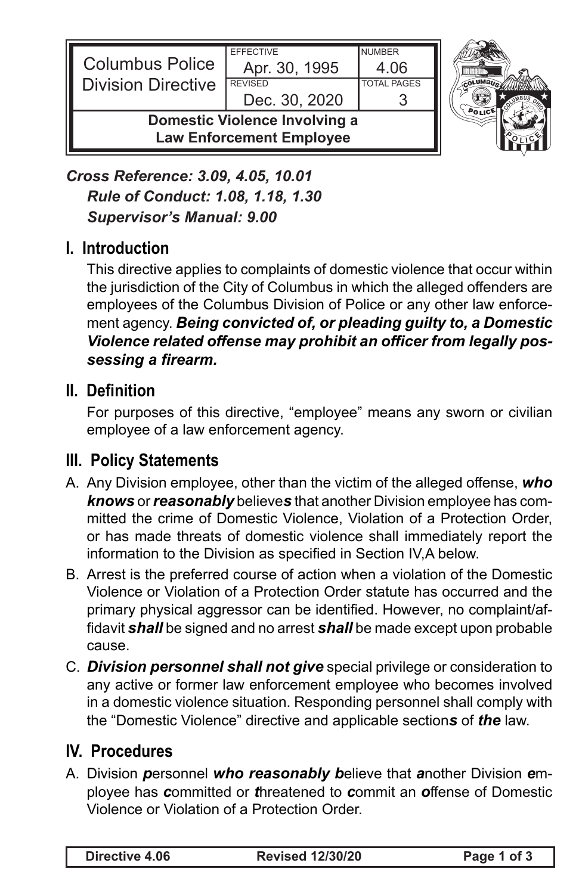| Columbus Police Division Directive | EFFECTIVE Apr. 30, 1995 | NUMBER 4.06 |
| --- | --- | --- |
| | REVISED Dec. 30, 2020 | TOTAL PAGES 3 |
| **Domestic Violence Involving a Law Enforcement Employee** | | |

***Cross Reference: 3.09, 4.05, 10.01***
***Rule of Conduct: 1.08, 1.18, 1.30***
***Supervisor's Manual: 9.00***

## I. Introduction

This directive applies to complaints of domestic violence that occur within the jurisdiction of the City of Columbus in which the alleged offenders are employees of the Columbus Division of Police or any other law enforcement agency. ***Being convicted of, or pleading guilty to, a Domestic Violence related offense may prohibit an officer from legally possessing a firearm.***

## II. Definition

For purposes of this directive, "employee" means any sworn or civilian employee of a law enforcement agency.

## III. Policy Statements

A. Any Division employee, other than the victim of the alleged offense, ***who knows*** or ***reasonably*** believe***s*** that another Division employee has committed the crime of Domestic Violence, Violation of a Protection Order, or has made threats of domestic violence shall immediately report the information to the Division as specified in Section IV,A below.

B. Arrest is the preferred course of action when a violation of the Domestic Violence or Violation of a Protection Order statute has occurred and the primary physical aggressor can be identified. However, no complaint/affidavit ***shall*** be signed and no arrest ***shall*** be made except upon probable cause.

C. ***Division personnel shall not give*** special privilege or consideration to any active or former law enforcement employee who becomes involved in a domestic violence situation. Responding personnel shall comply with the "Domestic Violence" directive and applicable section***s*** of ***the*** law.

## IV. Procedures

A. Division ***p***ersonnel ***who reasonably b***elieve that ***a***nother Division ***e***mployee has ***c***ommitted or ***t***hreatened to ***c***ommit an ***o***ffense of Domestic Violence or Violation of a Protection Order.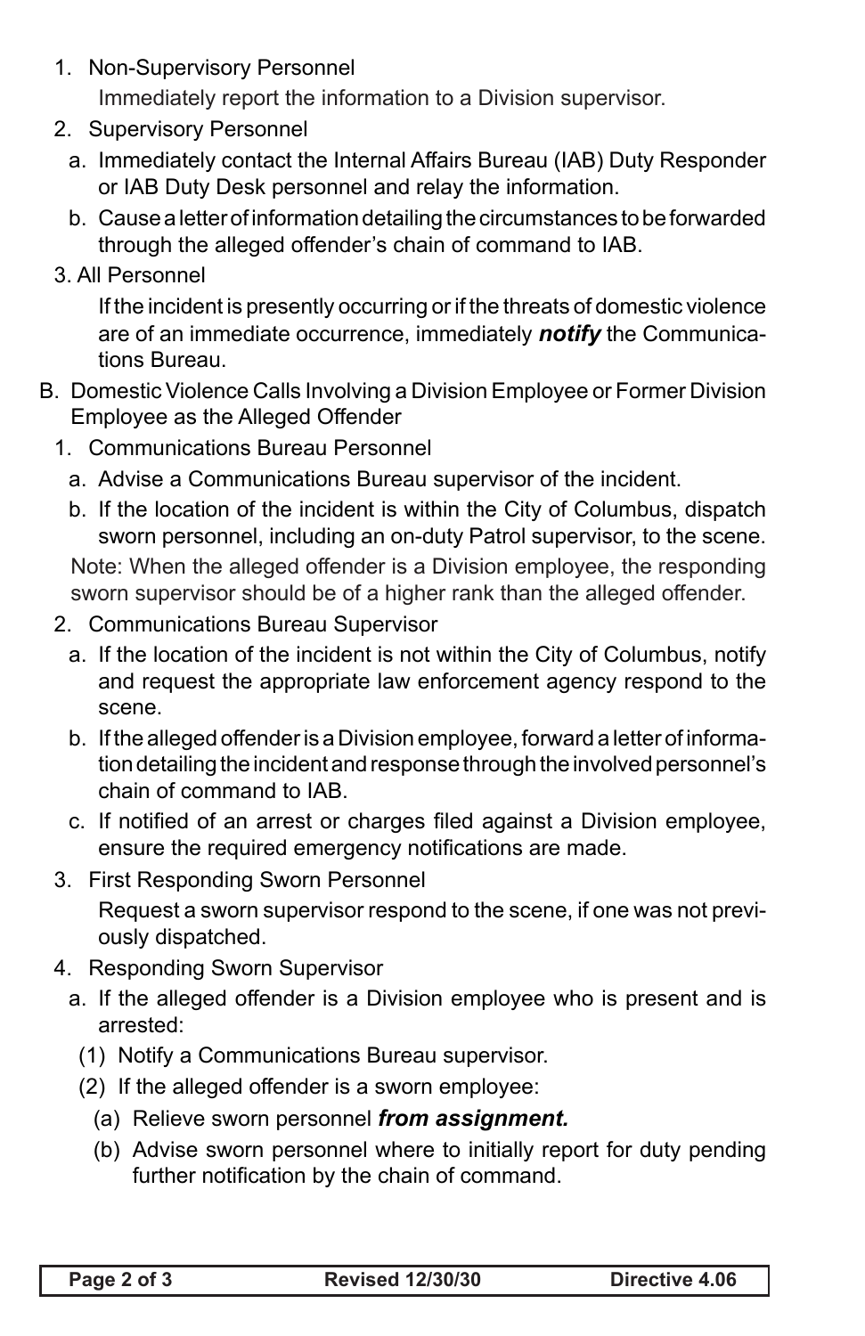1. Non-Supervisory Personnel

   Immediately report the information to a Division supervisor.

2. Supervisory Personnel

   a. Immediately contact the Internal Affairs Bureau (IAB) Duty Responder or IAB Duty Desk personnel and relay the information.

   b. Cause a letter of information detailing the circumstances to be forwarded through the alleged offender's chain of command to IAB.

3. All Personnel

   If the incident is presently occurring or if the threats of domestic violence are of an immediate occurrence, immediately ***notify*** the Communications Bureau.

B. Domestic Violence Calls Involving a Division Employee or Former Division Employee as the Alleged Offender

1. Communications Bureau Personnel

   a. Advise a Communications Bureau supervisor of the incident.

   b. If the location of the incident is within the City of Columbus, dispatch sworn personnel, including an on-duty Patrol supervisor, to the scene.

   Note: When the alleged offender is a Division employee, the responding sworn supervisor should be of a higher rank than the alleged offender.

2. Communications Bureau Supervisor

   a. If the location of the incident is not within the City of Columbus, notify and request the appropriate law enforcement agency respond to the scene.

   b. If the alleged offender is a Division employee, forward a letter of information detailing the incident and response through the involved personnel's chain of command to IAB.

   c. If notified of an arrest or charges filed against a Division employee, ensure the required emergency notifications are made.

3. First Responding Sworn Personnel

   Request a sworn supervisor respond to the scene, if one was not previously dispatched.

4. Responding Sworn Supervisor

   a. If the alleged offender is a Division employee who is present and is arrested:

      (1) Notify a Communications Bureau supervisor.

      (2) If the alleged offender is a sworn employee:

         (a) Relieve sworn personnel ***from assignment.***

         (b) Advise sworn personnel where to initially report for duty pending further notification by the chain of command.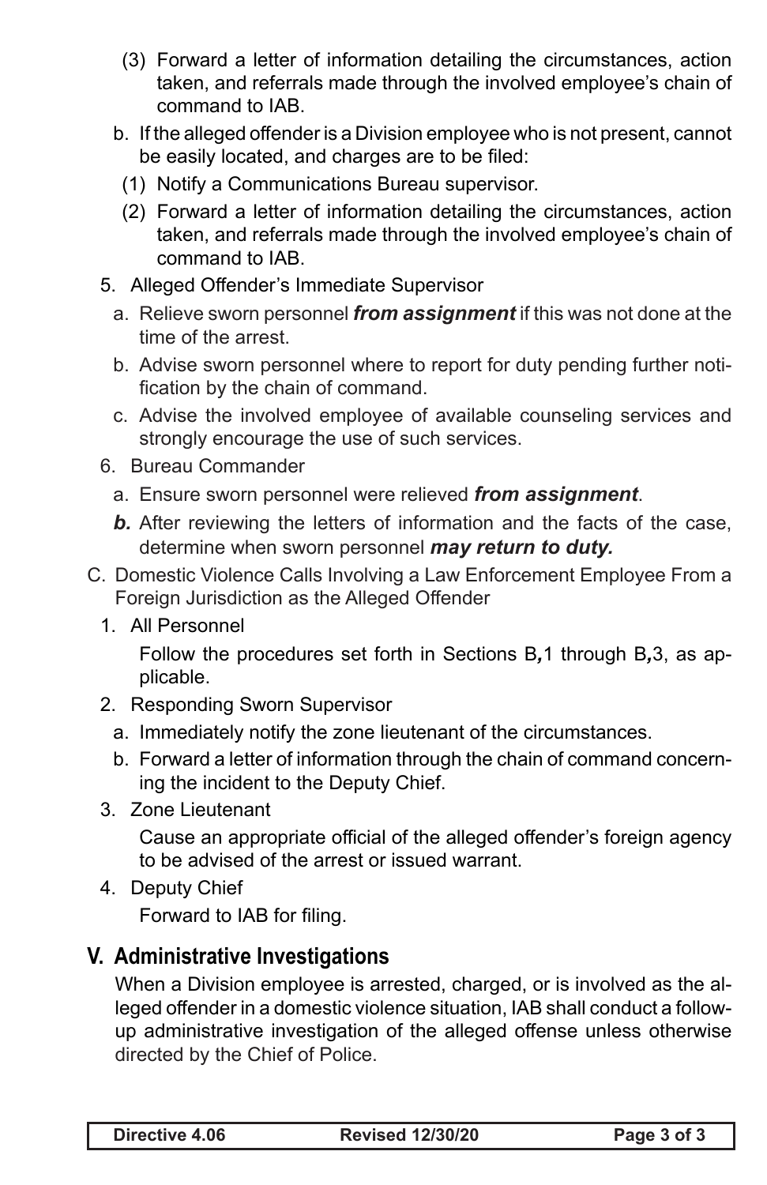(3) Forward a letter of information detailing the circumstances, action taken, and referrals made through the involved employee's chain of command to IAB.

b. If the alleged offender is a Division employee who is not present, cannot be easily located, and charges are to be filed:

(1) Notify a Communications Bureau supervisor.

(2) Forward a letter of information detailing the circumstances, action taken, and referrals made through the involved employee's chain of command to IAB.

5. Alleged Offender's Immediate Supervisor

a. Relieve sworn personnel ***from assignment*** if this was not done at the time of the arrest.

b. Advise sworn personnel where to report for duty pending further notification by the chain of command.

c. Advise the involved employee of available counseling services and strongly encourage the use of such services.

6. Bureau Commander

a. Ensure sworn personnel were relieved ***from assignment***.

***b.*** After reviewing the letters of information and the facts of the case, determine when sworn personnel ***may return to duty.***

C. Domestic Violence Calls Involving a Law Enforcement Employee From a Foreign Jurisdiction as the Alleged Offender

1. All Personnel

Follow the procedures set forth in Sections B***,***1 through B***,***3, as applicable.

2. Responding Sworn Supervisor

a. Immediately notify the zone lieutenant of the circumstances.

b. Forward a letter of information through the chain of command concerning the incident to the Deputy Chief.

3. Zone Lieutenant

Cause an appropriate official of the alleged offender's foreign agency to be advised of the arrest or issued warrant.

4. Deputy Chief

Forward to IAB for filing.

## V. Administrative Investigations

When a Division employee is arrested, charged, or is involved as the alleged offender in a domestic violence situation, IAB shall conduct a follow-up administrative investigation of the alleged offense unless otherwise directed by the Chief of Police.